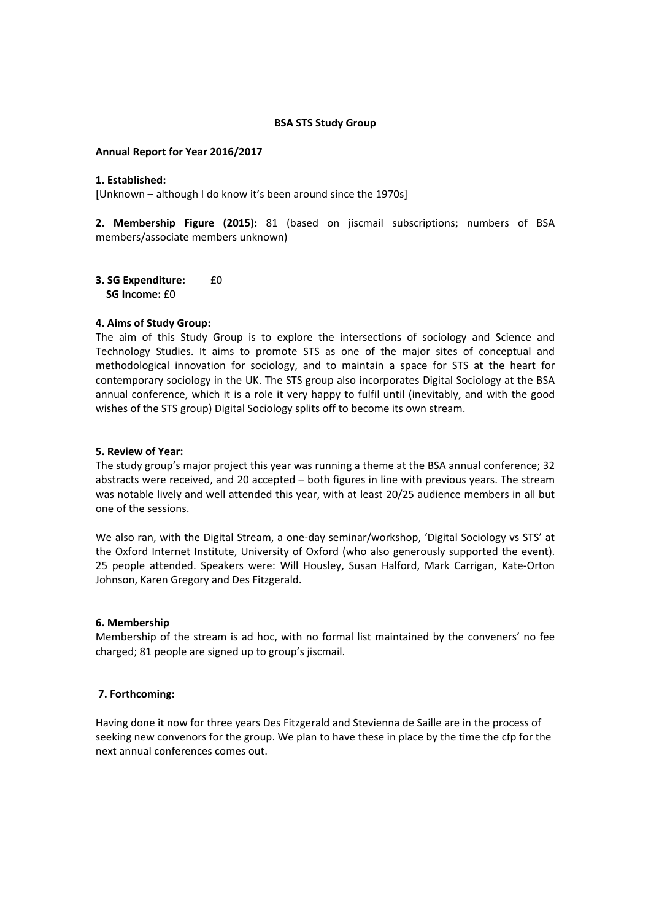**BSA STS Study Group**

**Annual Report for Year 2016/2017**

**1. Established:**

[Unknown – although I do know it's been around since the 1970s]

**2. Membership Figure (2015):** 81 (based on jiscmail subscriptions; numbers of BSA members/associate members unknown)

**3. SG Expenditure:** £0

**SG Income:** £0

**4. Aims of Study Group:**

The aim of this Study Group is to explore the intersections of sociology and Science and Technology Studies. It aims to promote STS as one of the major sites of conceptual and methodological innovation for sociology, and to maintain a space for STS at the heart for contemporary sociology in the UK. The STS group also incorporates Digital Sociology at the BSA annual conference, which it is a role it very happy to fulfil until (inevitably, and with the good wishes of the STS group) Digital Sociology splits off to become its own stream.

**5. Review of Year:**

The study group's major project this year was running a theme at the BSA annual conference; 32 abstracts were received, and 20 accepted – both figures in line with previous years. The stream was notable lively and well attended this year, with at least 20/25 audience members in all but one of the sessions.

We also ran, with the Digital Stream, a one-day seminar/workshop, 'Digital Sociology vs STS' at the Oxford Internet Institute, University of Oxford (who also generously supported the event). 25 people attended. Speakers were: Will Housley, Susan Halford, Mark Carrigan, Kate-Orton Johnson, Karen Gregory and Des Fitzgerald.

**6. Membership**

Membership of the stream is ad hoc, with no formal list maintained by the conveners' no fee charged; 81 people are signed up to group's jiscmail.

**7. Forthcoming:**

Having done it now for three years Des Fitzgerald and Stevienna de Saille are in the process of seeking new convenors for the group. We plan to have these in place by the time the cfp for the next annual conferences comes out.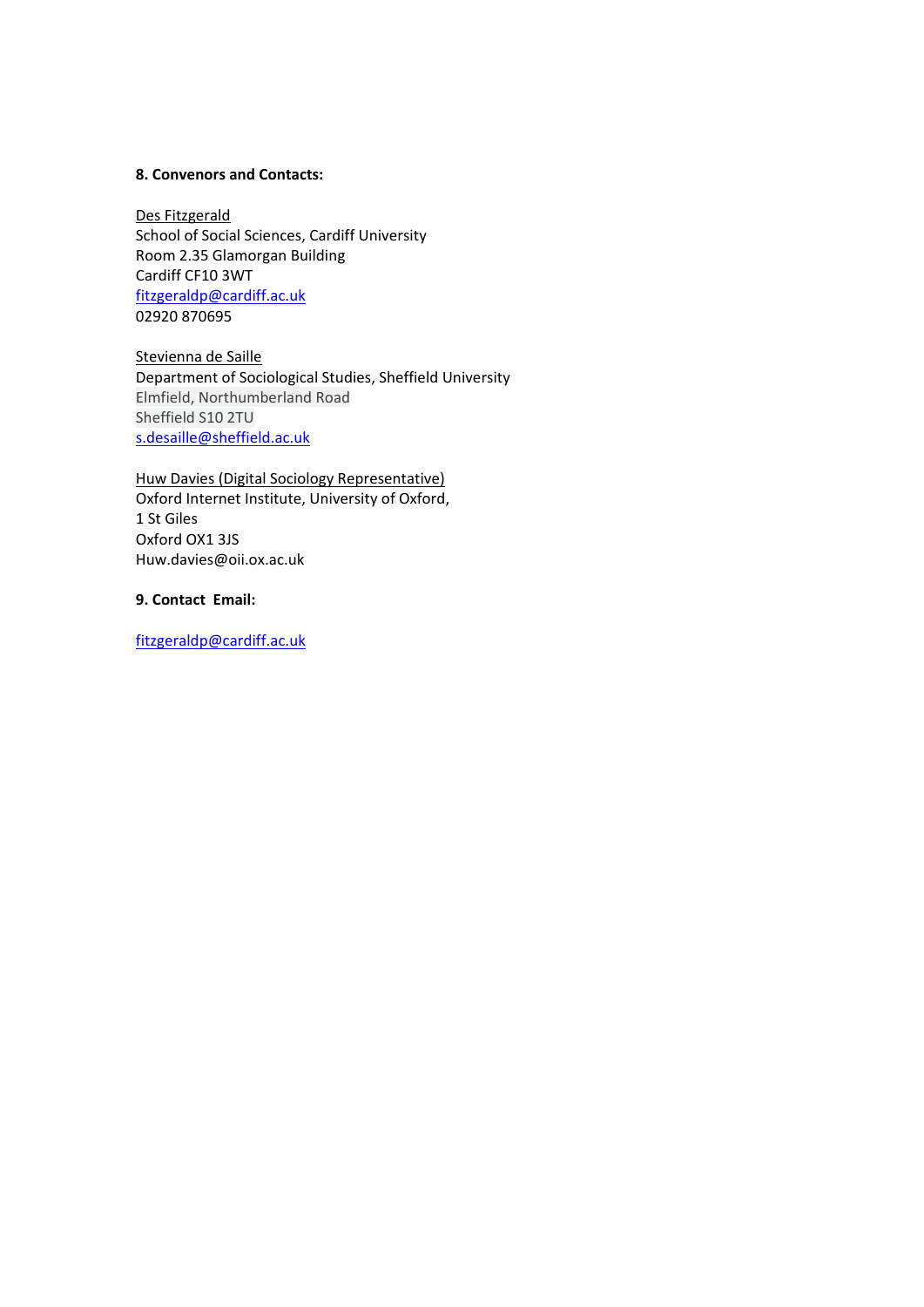**8. Convenors and Contacts:**

Des Fitzgerald
School of Social Sciences, Cardiff University
Room 2.35 Glamorgan Building
Cardiff CF10 3WT
fitzgeraldp@cardiff.ac.uk
02920 870695

Stevienna de Saille
Department of Sociological Studies, Sheffield University
Elmfield, Northumberland Road
Sheffield S10 2TU
s.desaille@sheffield.ac.uk

Huw Davies (Digital Sociology Representative)
Oxford Internet Institute, University of Oxford,
1 St Giles
Oxford OX1 3JS
Huw.davies@oii.ox.ac.uk

**9. Contact Email:**

fitzgeraldp@cardiff.ac.uk